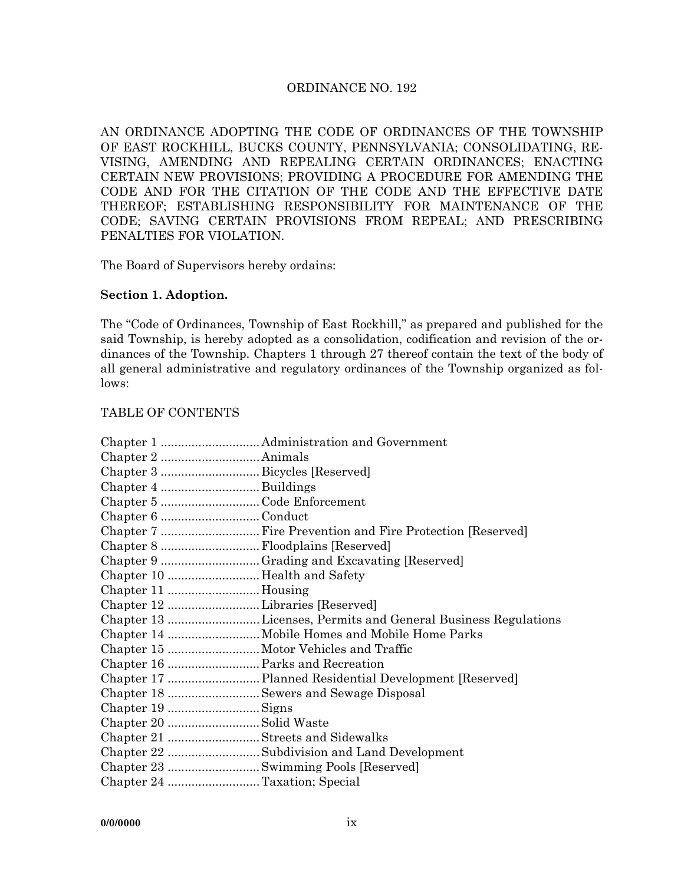# ORDINANCE NO. 192

AN ORDINANCE ADOPTING THE CODE OF ORDINANCES OF THE TOWNSHIP OF EAST ROCKHILL, BUCKS COUNTY, PENNSYLVANIA; CONSOLIDATING, REVISING, AMENDING AND REPEALING CERTAIN ORDINANCES; ENACTING CERTAIN NEW PROVISIONS; PROVIDING A PROCEDURE FOR AMENDING THE CODE AND FOR THE CITATION OF THE CODE AND THE EFFECTIVE DATE THEREOF; ESTABLISHING RESPONSIBILITY FOR MAINTENANCE OF THE CODE; SAVING CERTAIN PROVISIONS FROM REPEAL; AND PRESCRIBING PENALTIES FOR VIOLATION.

The Board of Supervisors hereby ordains:

**Section 1. Adoption.**

The "Code of Ordinances, Township of East Rockhill," as prepared and published for the said Township, is hereby adopted as a consolidation, codification and revision of the ordinances of the Township. Chapters 1 through 27 thereof contain the text of the body of all general administrative and regulatory ordinances of the Township organized as follows:

TABLE OF CONTENTS

Chapter 1 .............................Administration and Government
Chapter 2 .............................Animals
Chapter 3 .............................Bicycles [Reserved]
Chapter 4 .............................Buildings
Chapter 5 .............................Code Enforcement
Chapter 6 .............................Conduct
Chapter 7 .............................Fire Prevention and Fire Protection [Reserved]
Chapter 8 .............................Floodplains [Reserved]
Chapter 9 .............................Grading and Excavating [Reserved]
Chapter 10 ...........................Health and Safety
Chapter 11 ...........................Housing
Chapter 12 ...........................Libraries [Reserved]
Chapter 13 ...........................Licenses, Permits and General Business Regulations
Chapter 14 ...........................Mobile Homes and Mobile Home Parks
Chapter 15 ...........................Motor Vehicles and Traffic
Chapter 16 ...........................Parks and Recreation
Chapter 17 ...........................Planned Residential Development [Reserved]
Chapter 18 ...........................Sewers and Sewage Disposal
Chapter 19 ...........................Signs
Chapter 20 ...........................Solid Waste
Chapter 21 ...........................Streets and Sidewalks
Chapter 22 ...........................Subdivision and Land Development
Chapter 23 ...........................Swimming Pools [Reserved]
Chapter 24 ...........................Taxation; Special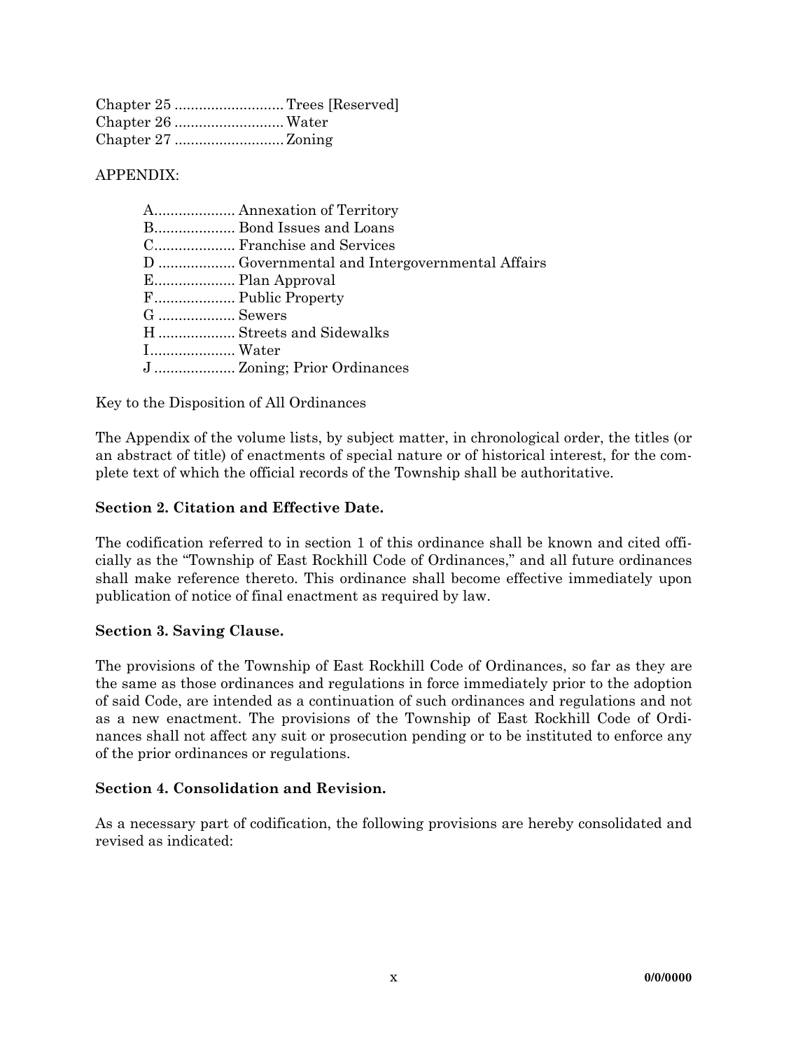Chapter 25 ........................... Trees [Reserved]
Chapter 26 ........................... Water
Chapter 27 ........................... Zoning

APPENDIX:

A.................... Annexation of Territory
B.................... Bond Issues and Loans
C.................... Franchise and Services
D ................... Governmental and Intergovernmental Affairs
E.................... Plan Approval
F.................... Public Property
G ................... Sewers
H ................... Streets and Sidewalks
I..................... Water
J .................... Zoning; Prior Ordinances

Key to the Disposition of All Ordinances

The Appendix of the volume lists, by subject matter, in chronological order, the titles (or an abstract of title) of enactments of special nature or of historical interest, for the complete text of which the official records of the Township shall be authoritative.

**Section 2. Citation and Effective Date.**

The codification referred to in section 1 of this ordinance shall be known and cited officially as the "Township of East Rockhill Code of Ordinances," and all future ordinances shall make reference thereto. This ordinance shall become effective immediately upon publication of notice of final enactment as required by law.

**Section 3. Saving Clause.**

The provisions of the Township of East Rockhill Code of Ordinances, so far as they are the same as those ordinances and regulations in force immediately prior to the adoption of said Code, are intended as a continuation of such ordinances and regulations and not as a new enactment. The provisions of the Township of East Rockhill Code of Ordinances shall not affect any suit or prosecution pending or to be instituted to enforce any of the prior ordinances or regulations.

**Section 4. Consolidation and Revision.**

As a necessary part of codification, the following provisions are hereby consolidated and revised as indicated: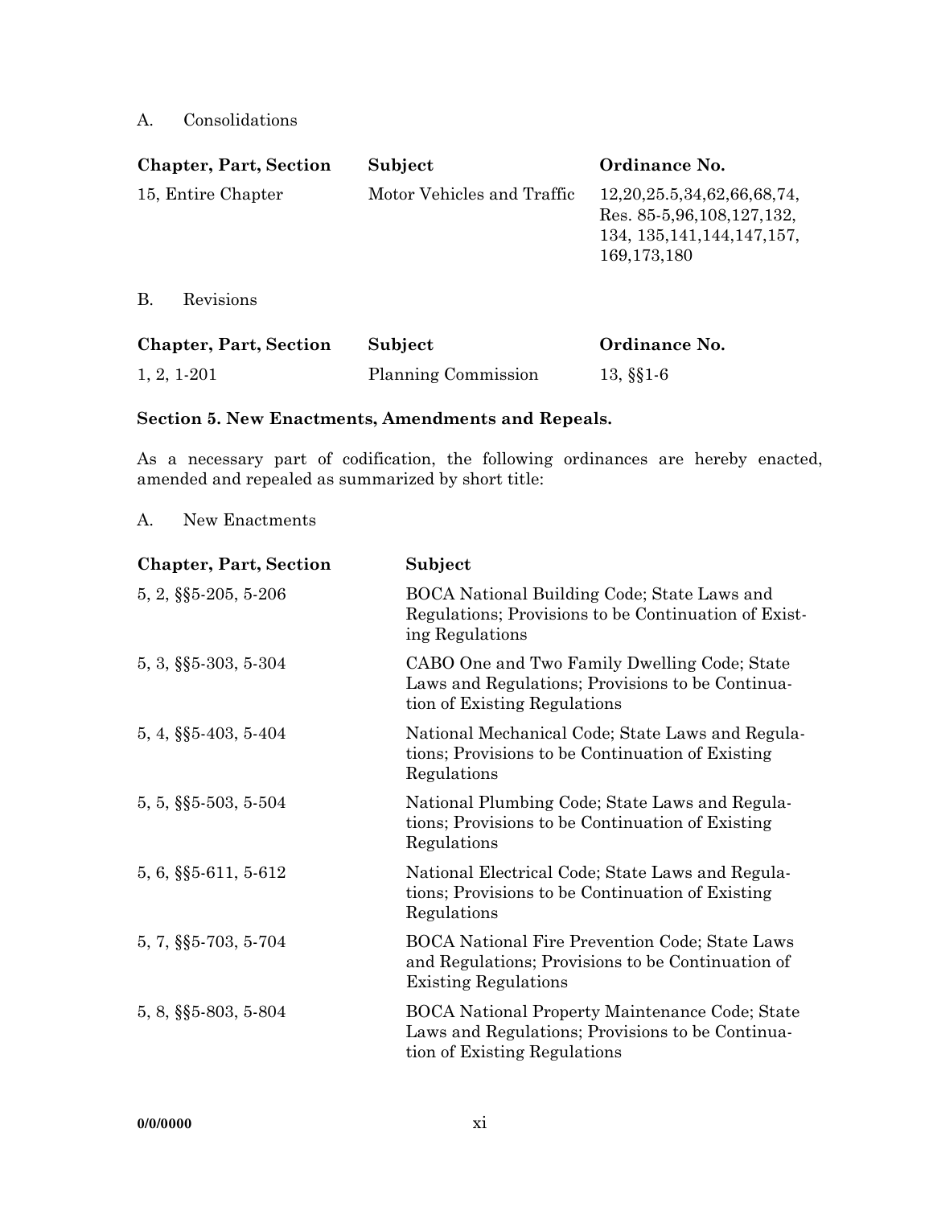A. Consolidations

| Chapter, Part, Section | Subject | Ordinance No. |
|---|---|---|
| 15, Entire Chapter | Motor Vehicles and Traffic | 12,20,25.5,34,62,66,68,74, Res. 85-5,96,108,127,132, 134, 135,141,144,147,157, 169,173,180 |

B. Revisions

| Chapter, Part, Section | Subject | Ordinance No. |
|---|---|---|
| 1, 2, 1-201 | Planning Commission | 13, §§1-6 |

**Section 5. New Enactments, Amendments and Repeals.**

As a necessary part of codification, the following ordinances are hereby enacted, amended and repealed as summarized by short title:

A. New Enactments

| Chapter, Part, Section | Subject |
|---|---|
| 5, 2, §§5-205, 5-206 | BOCA National Building Code; State Laws and Regulations; Provisions to be Continuation of Existing Regulations |
| 5, 3, §§5-303, 5-304 | CABO One and Two Family Dwelling Code; State Laws and Regulations; Provisions to be Continuation of Existing Regulations |
| 5, 4, §§5-403, 5-404 | National Mechanical Code; State Laws and Regulations; Provisions to be Continuation of Existing Regulations |
| 5, 5, §§5-503, 5-504 | National Plumbing Code; State Laws and Regulations; Provisions to be Continuation of Existing Regulations |
| 5, 6, §§5-611, 5-612 | National Electrical Code; State Laws and Regulations; Provisions to be Continuation of Existing Regulations |
| 5, 7, §§5-703, 5-704 | BOCA National Fire Prevention Code; State Laws and Regulations; Provisions to be Continuation of Existing Regulations |
| 5, 8, §§5-803, 5-804 | BOCA National Property Maintenance Code; State Laws and Regulations; Provisions to be Continuation of Existing Regulations |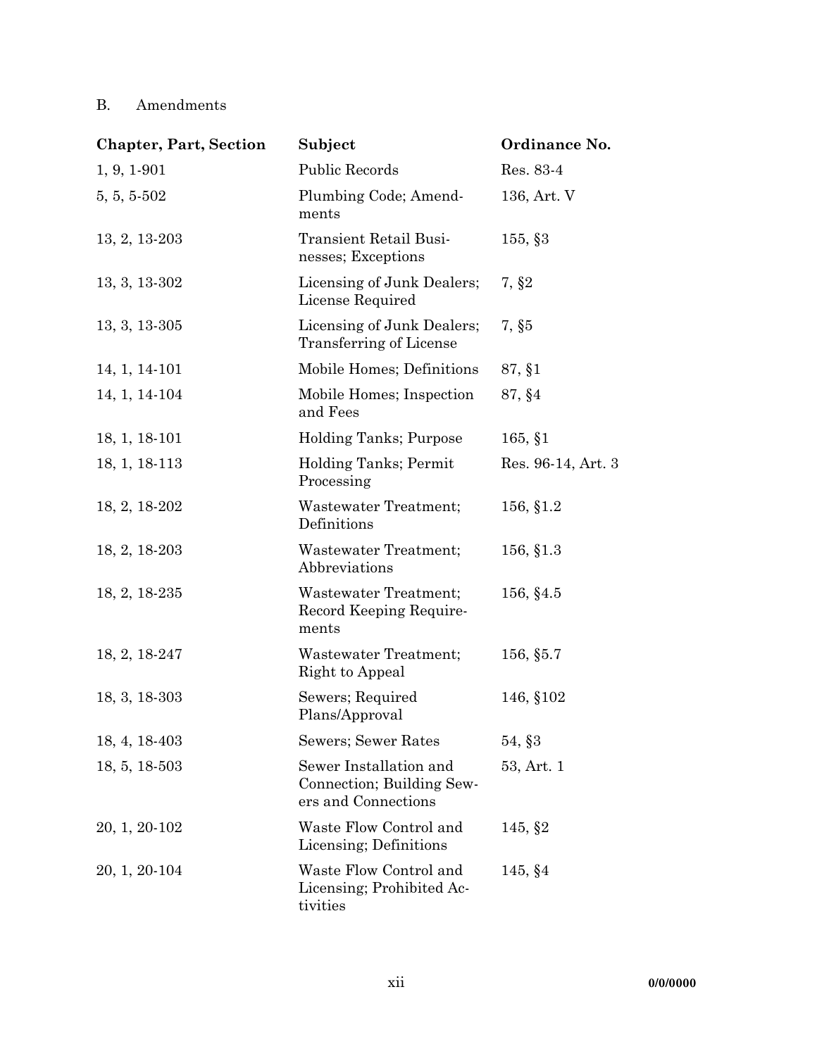B. Amendments

| Chapter, Part, Section | Subject | Ordinance No. |
|---|---|---|
| 1, 9, 1-901 | Public Records | Res. 83-4 |
| 5, 5, 5-502 | Plumbing Code; Amendments | 136, Art. V |
| 13, 2, 13-203 | Transient Retail Businesses; Exceptions | 155, §3 |
| 13, 3, 13-302 | Licensing of Junk Dealers; License Required | 7, §2 |
| 13, 3, 13-305 | Licensing of Junk Dealers; Transferring of License | 7, §5 |
| 14, 1, 14-101 | Mobile Homes; Definitions | 87, §1 |
| 14, 1, 14-104 | Mobile Homes; Inspection and Fees | 87, §4 |
| 18, 1, 18-101 | Holding Tanks; Purpose | 165, §1 |
| 18, 1, 18-113 | Holding Tanks; Permit Processing | Res. 96-14, Art. 3 |
| 18, 2, 18-202 | Wastewater Treatment; Definitions | 156, §1.2 |
| 18, 2, 18-203 | Wastewater Treatment; Abbreviations | 156, §1.3 |
| 18, 2, 18-235 | Wastewater Treatment; Record Keeping Requirements | 156, §4.5 |
| 18, 2, 18-247 | Wastewater Treatment; Right to Appeal | 156, §5.7 |
| 18, 3, 18-303 | Sewers; Required Plans/Approval | 146, §102 |
| 18, 4, 18-403 | Sewers; Sewer Rates | 54, §3 |
| 18, 5, 18-503 | Sewer Installation and Connection; Building Sewers and Connections | 53, Art. 1 |
| 20, 1, 20-102 | Waste Flow Control and Licensing; Definitions | 145, §2 |
| 20, 1, 20-104 | Waste Flow Control and Licensing; Prohibited Activities | 145, §4 |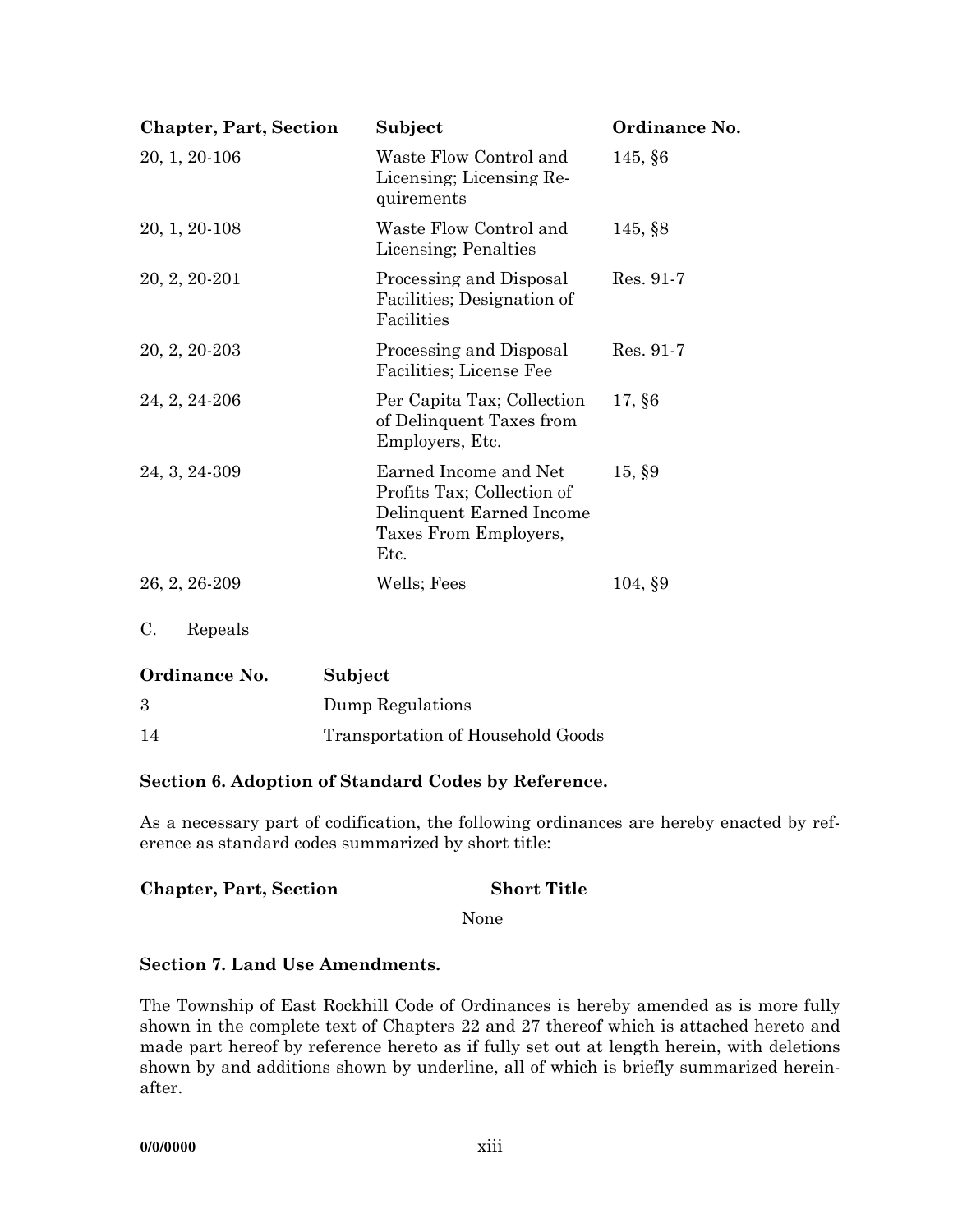| Chapter, Part, Section | Subject | Ordinance No. |
|---|---|---|
| 20, 1, 20-106 | Waste Flow Control and Licensing; Licensing Requirements | 145, §6 |
| 20, 1, 20-108 | Waste Flow Control and Licensing; Penalties | 145, §8 |
| 20, 2, 20-201 | Processing and Disposal Facilities; Designation of Facilities | Res. 91-7 |
| 20, 2, 20-203 | Processing and Disposal Facilities; License Fee | Res. 91-7 |
| 24, 2, 24-206 | Per Capita Tax; Collection of Delinquent Taxes from Employers, Etc. | 17, §6 |
| 24, 3, 24-309 | Earned Income and Net Profits Tax; Collection of Delinquent Earned Income Taxes From Employers, Etc. | 15, §9 |
| 26, 2, 26-209 | Wells; Fees | 104, §9 |

C. Repeals

| Ordinance No. | Subject |
|---|---|
| 3 | Dump Regulations |
| 14 | Transportation of Household Goods |

### Section 6. Adoption of Standard Codes by Reference.

As a necessary part of codification, the following ordinances are hereby enacted by reference as standard codes summarized by short title:

| Chapter, Part, Section | Short Title |
|---|---|
| | None |

### Section 7. Land Use Amendments.

The Township of East Rockhill Code of Ordinances is hereby amended as is more fully shown in the complete text of Chapters 22 and 27 thereof which is attached hereto and made part hereof by reference hereto as if fully set out at length herein, with deletions shown by and additions shown by underline, all of which is briefly summarized hereinafter.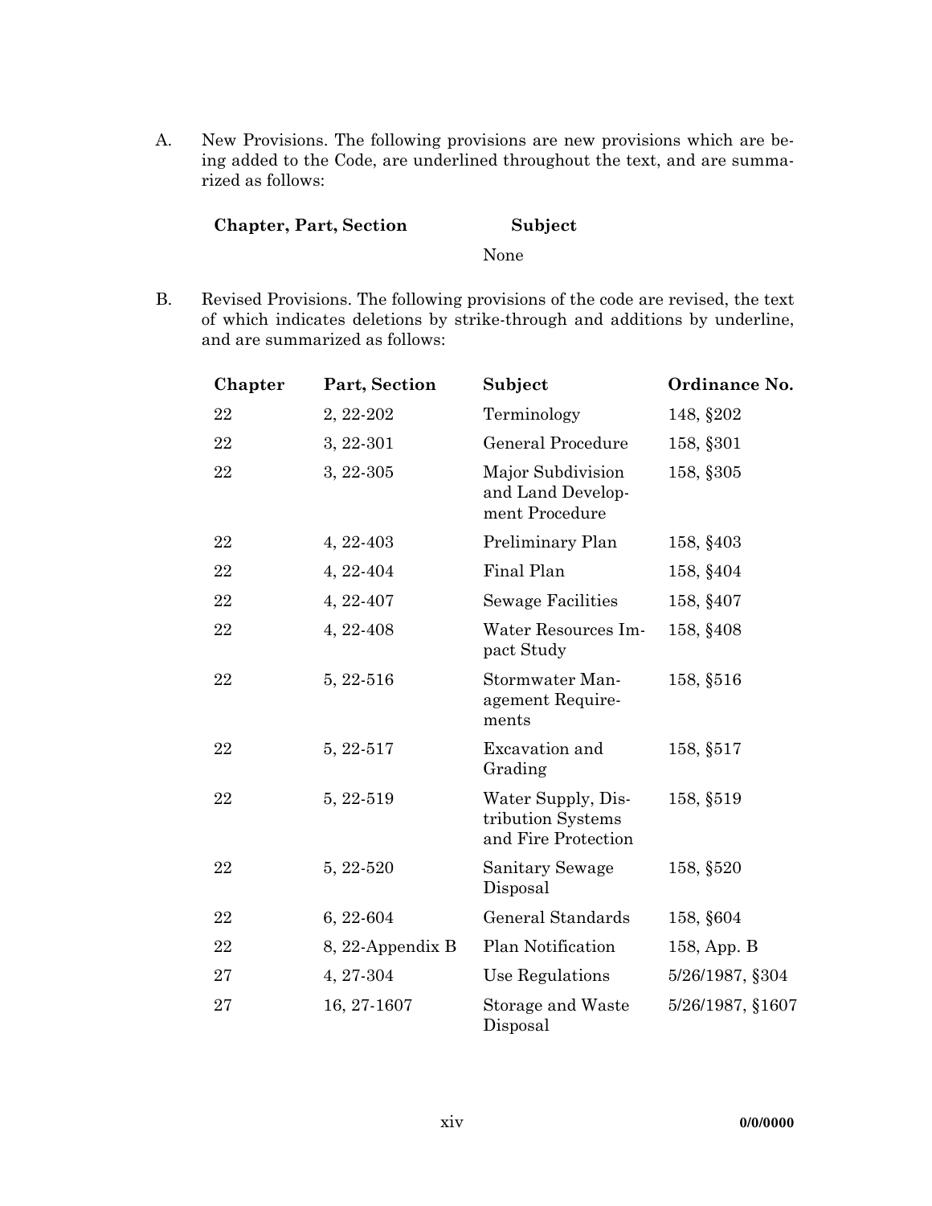A. New Provisions. The following provisions are new provisions which are being added to the Code, are underlined throughout the text, and are summarized as follows:

| Chapter, Part, Section | Subject |
|---|---|
| | None |

B. Revised Provisions. The following provisions of the code are revised, the text of which indicates deletions by strike-through and additions by underline, and are summarized as follows:

| Chapter | Part, Section | Subject | Ordinance No. |
|---|---|---|---|
| 22 | 2, 22-202 | Terminology | 148, §202 |
| 22 | 3, 22-301 | General Procedure | 158, §301 |
| 22 | 3, 22-305 | Major Subdivision and Land Development Procedure | 158, §305 |
| 22 | 4, 22-403 | Preliminary Plan | 158, §403 |
| 22 | 4, 22-404 | Final Plan | 158, §404 |
| 22 | 4, 22-407 | Sewage Facilities | 158, §407 |
| 22 | 4, 22-408 | Water Resources Impact Study | 158, §408 |
| 22 | 5, 22-516 | Stormwater Management Requirements | 158, §516 |
| 22 | 5, 22-517 | Excavation and Grading | 158, §517 |
| 22 | 5, 22-519 | Water Supply, Distribution Systems and Fire Protection | 158, §519 |
| 22 | 5, 22-520 | Sanitary Sewage Disposal | 158, §520 |
| 22 | 6, 22-604 | General Standards | 158, §604 |
| 22 | 8, 22-Appendix B | Plan Notification | 158, App. B |
| 27 | 4, 27-304 | Use Regulations | 5/26/1987, §304 |
| 27 | 16, 27-1607 | Storage and Waste Disposal | 5/26/1987, §1607 |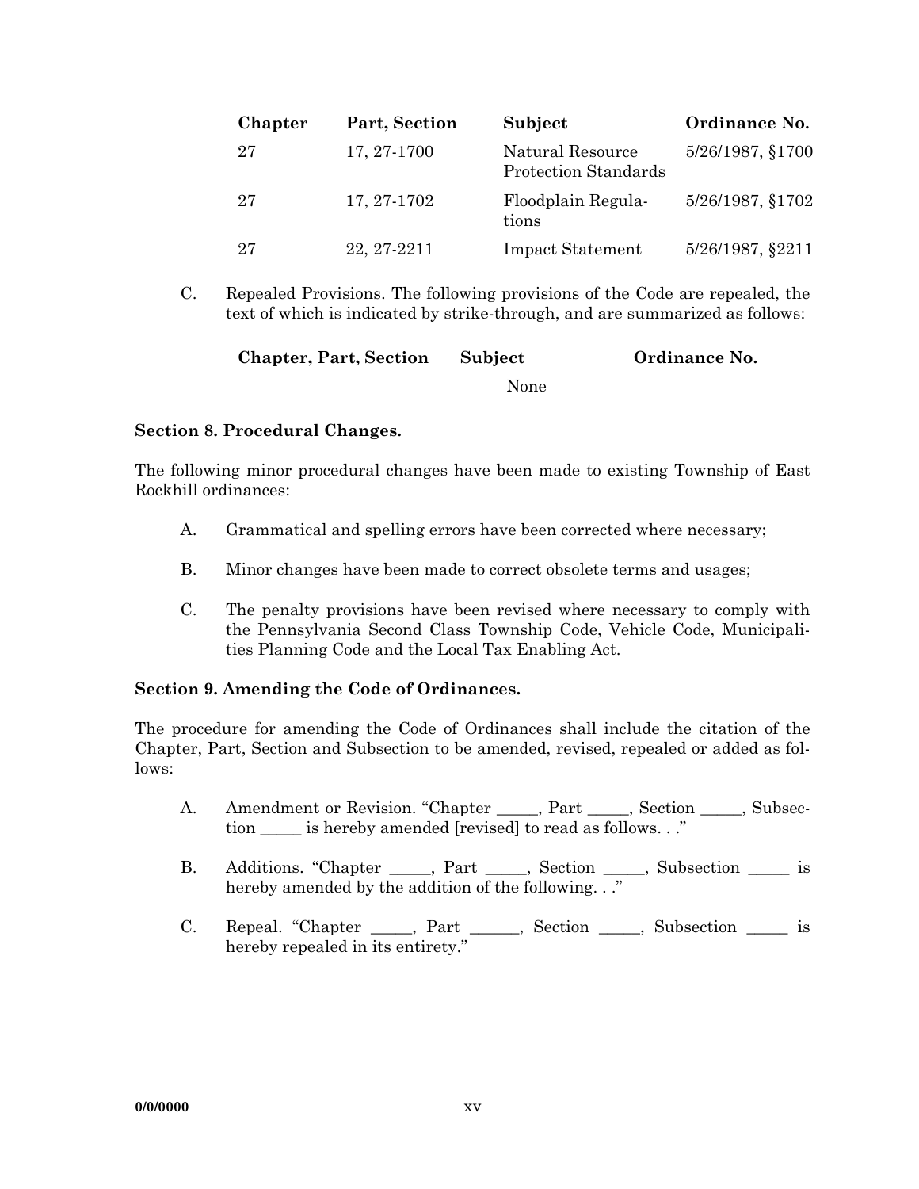| Chapter | Part, Section | Subject | Ordinance No. |
|---|---|---|---|
| 27 | 17, 27-1700 | Natural Resource Protection Standards | 5/26/1987, §1700 |
| 27 | 17, 27-1702 | Floodplain Regulations | 5/26/1987, §1702 |
| 27 | 22, 27-2211 | Impact Statement | 5/26/1987, §2211 |

C. Repealed Provisions. The following provisions of the Code are repealed, the text of which is indicated by strike-through, and are summarized as follows:

| Chapter, Part, Section | Subject | Ordinance No. |
|---|---|---|
| | None | |

**Section 8. Procedural Changes.**

The following minor procedural changes have been made to existing Township of East Rockhill ordinances:

A. Grammatical and spelling errors have been corrected where necessary;

B. Minor changes have been made to correct obsolete terms and usages;

C. The penalty provisions have been revised where necessary to comply with the Pennsylvania Second Class Township Code, Vehicle Code, Municipalities Planning Code and the Local Tax Enabling Act.

**Section 9. Amending the Code of Ordinances.**

The procedure for amending the Code of Ordinances shall include the citation of the Chapter, Part, Section and Subsection to be amended, revised, repealed or added as follows:

A. Amendment or Revision. "Chapter _____, Part _____, Section _____, Subsection _____ is hereby amended [revised] to read as follows. . ."

B. Additions. "Chapter _____, Part _____, Section _____, Subsection _____ is hereby amended by the addition of the following. . ."

C. Repeal. "Chapter _____, Part ______, Section _____, Subsection _____ is hereby repealed in its entirety."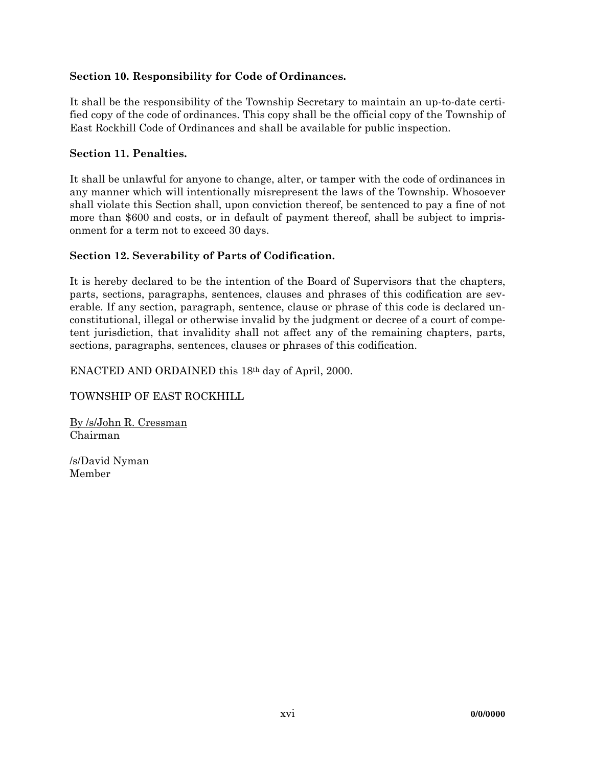**Section 10. Responsibility for Code of Ordinances.**

It shall be the responsibility of the Township Secretary to maintain an up-to-date certified copy of the code of ordinances. This copy shall be the official copy of the Township of East Rockhill Code of Ordinances and shall be available for public inspection.

**Section 11. Penalties.**

It shall be unlawful for anyone to change, alter, or tamper with the code of ordinances in any manner which will intentionally misrepresent the laws of the Township. Whosoever shall violate this Section shall, upon conviction thereof, be sentenced to pay a fine of not more than $600 and costs, or in default of payment thereof, shall be subject to imprisonment for a term not to exceed 30 days.

**Section 12. Severability of Parts of Codification.**

It is hereby declared to be the intention of the Board of Supervisors that the chapters, parts, sections, paragraphs, sentences, clauses and phrases of this codification are severable. If any section, paragraph, sentence, clause or phrase of this code is declared unconstitutional, illegal or otherwise invalid by the judgment or decree of a court of competent jurisdiction, that invalidity shall not affect any of the remaining chapters, parts, sections, paragraphs, sentences, clauses or phrases of this codification.

ENACTED AND ORDAINED this 18th day of April, 2000.

TOWNSHIP OF EAST ROCKHILL

By /s/John R. Cressman  
Chairman

/s/David Nyman  
Member